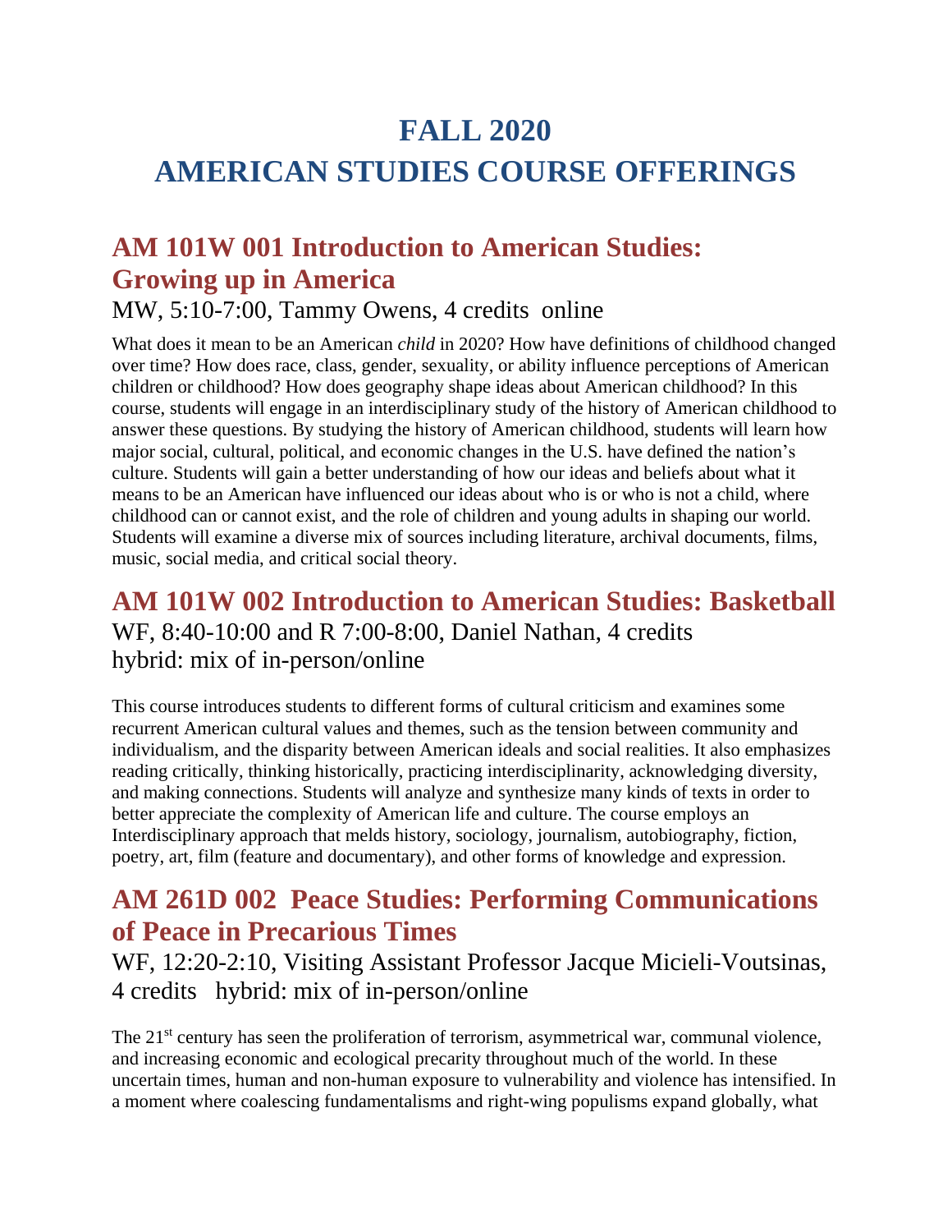# FALL 2020
# AMERICAN STUDIES COURSE OFFERINGS

## AM 101W 001 Introduction to American Studies: Growing up in America

MW, 5:10-7:00, Tammy Owens, 4 credits online

What does it mean to be an American *child* in 2020? How have definitions of childhood changed over time? How does race, class, gender, sexuality, or ability influence perceptions of American children or childhood? How does geography shape ideas about American childhood? In this course, students will engage in an interdisciplinary study of the history of American childhood to answer these questions. By studying the history of American childhood, students will learn how major social, cultural, political, and economic changes in the U.S. have defined the nation's culture. Students will gain a better understanding of how our ideas and beliefs about what it means to be an American have influenced our ideas about who is or who is not a child, where childhood can or cannot exist, and the role of children and young adults in shaping our world. Students will examine a diverse mix of sources including literature, archival documents, films, music, social media, and critical social theory.

## AM 101W 002 Introduction to American Studies: Basketball

WF, 8:40-10:00 and R 7:00-8:00, Daniel Nathan, 4 credits
hybrid: mix of in-person/online

This course introduces students to different forms of cultural criticism and examines some recurrent American cultural values and themes, such as the tension between community and individualism, and the disparity between American ideals and social realities. It also emphasizes reading critically, thinking historically, practicing interdisciplinarity, acknowledging diversity, and making connections. Students will analyze and synthesize many kinds of texts in order to better appreciate the complexity of American life and culture. The course employs an Interdisciplinary approach that melds history, sociology, journalism, autobiography, fiction, poetry, art, film (feature and documentary), and other forms of knowledge and expression.

## AM 261D 002 Peace Studies: Performing Communications of Peace in Precarious Times

WF, 12:20-2:10, Visiting Assistant Professor Jacque Micieli-Voutsinas, 4 credits hybrid: mix of in-person/online

The 21st century has seen the proliferation of terrorism, asymmetrical war, communal violence, and increasing economic and ecological precarity throughout much of the world. In these uncertain times, human and non-human exposure to vulnerability and violence has intensified. In a moment where coalescing fundamentalisms and right-wing populisms expand globally, what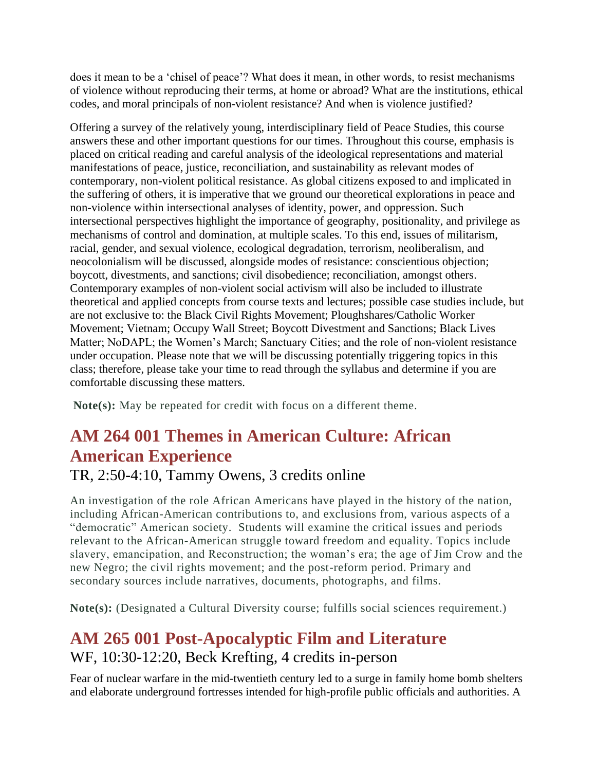does it mean to be a 'chisel of peace'? What does it mean, in other words, to resist mechanisms of violence without reproducing their terms, at home or abroad? What are the institutions, ethical codes, and moral principals of non-violent resistance? And when is violence justified?

Offering a survey of the relatively young, interdisciplinary field of Peace Studies, this course answers these and other important questions for our times. Throughout this course, emphasis is placed on critical reading and careful analysis of the ideological representations and material manifestations of peace, justice, reconciliation, and sustainability as relevant modes of contemporary, non-violent political resistance. As global citizens exposed to and implicated in the suffering of others, it is imperative that we ground our theoretical explorations in peace and non-violence within intersectional analyses of identity, power, and oppression. Such intersectional perspectives highlight the importance of geography, positionality, and privilege as mechanisms of control and domination, at multiple scales. To this end, issues of militarism, racial, gender, and sexual violence, ecological degradation, terrorism, neoliberalism, and neocolonialism will be discussed, alongside modes of resistance: conscientious objection; boycott, divestments, and sanctions; civil disobedience; reconciliation, amongst others. Contemporary examples of non-violent social activism will also be included to illustrate theoretical and applied concepts from course texts and lectures; possible case studies include, but are not exclusive to: the Black Civil Rights Movement; Ploughshares/Catholic Worker Movement; Vietnam; Occupy Wall Street; Boycott Divestment and Sanctions; Black Lives Matter; NoDAPL; the Women's March; Sanctuary Cities; and the role of non-violent resistance under occupation. Please note that we will be discussing potentially triggering topics in this class; therefore, please take your time to read through the syllabus and determine if you are comfortable discussing these matters.

**Note(s):** May be repeated for credit with focus on a different theme.

## AM 264 001 Themes in American Culture: African American Experience

TR, 2:50-4:10, Tammy Owens, 3 credits online

An investigation of the role African Americans have played in the history of the nation, including African-American contributions to, and exclusions from, various aspects of a "democratic" American society. Students will examine the critical issues and periods relevant to the African-American struggle toward freedom and equality. Topics include slavery, emancipation, and Reconstruction; the woman's era; the age of Jim Crow and the new Negro; the civil rights movement; and the post-reform period. Primary and secondary sources include narratives, documents, photographs, and films.

**Note(s):** (Designated a Cultural Diversity course; fulfills social sciences requirement.)

## AM 265 001 Post-Apocalyptic Film and Literature

WF, 10:30-12:20, Beck Krefting, 4 credits in-person

Fear of nuclear warfare in the mid-twentieth century led to a surge in family home bomb shelters and elaborate underground fortresses intended for high-profile public officials and authorities. A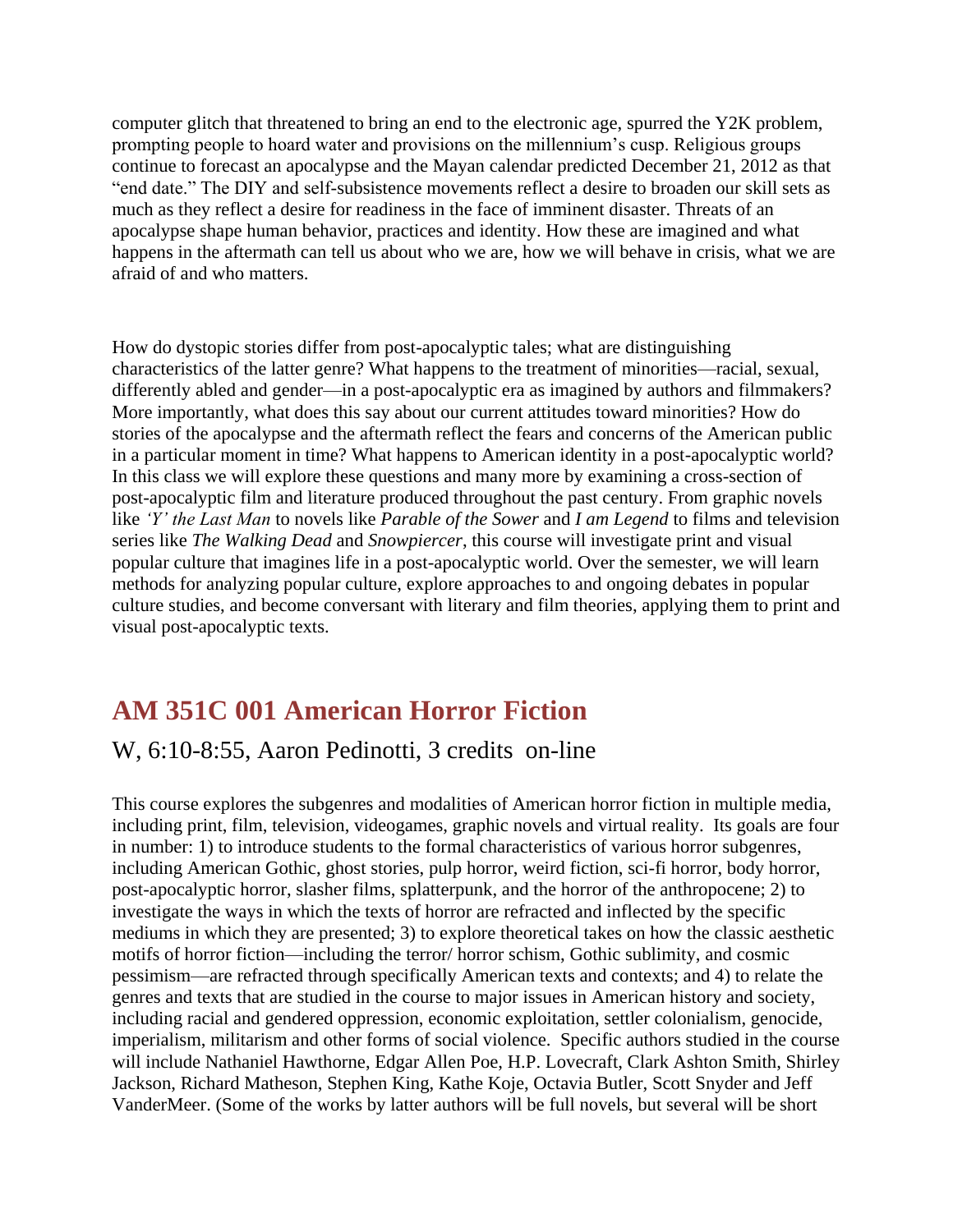computer glitch that threatened to bring an end to the electronic age, spurred the Y2K problem, prompting people to hoard water and provisions on the millennium's cusp. Religious groups continue to forecast an apocalypse and the Mayan calendar predicted December 21, 2012 as that "end date." The DIY and self-subsistence movements reflect a desire to broaden our skill sets as much as they reflect a desire for readiness in the face of imminent disaster. Threats of an apocalypse shape human behavior, practices and identity. How these are imagined and what happens in the aftermath can tell us about who we are, how we will behave in crisis, what we are afraid of and who matters.

How do dystopic stories differ from post-apocalyptic tales; what are distinguishing characteristics of the latter genre? What happens to the treatment of minorities—racial, sexual, differently abled and gender—in a post-apocalyptic era as imagined by authors and filmmakers? More importantly, what does this say about our current attitudes toward minorities? How do stories of the apocalypse and the aftermath reflect the fears and concerns of the American public in a particular moment in time? What happens to American identity in a post-apocalyptic world? In this class we will explore these questions and many more by examining a cross-section of post-apocalyptic film and literature produced throughout the past century. From graphic novels like *'Y' the Last Man* to novels like *Parable of the Sower* and *I am Legend* to films and television series like *The Walking Dead* and *Snowpiercer*, this course will investigate print and visual popular culture that imagines life in a post-apocalyptic world. Over the semester, we will learn methods for analyzing popular culture, explore approaches to and ongoing debates in popular culture studies, and become conversant with literary and film theories, applying them to print and visual post-apocalyptic texts.

## AM 351C 001 American Horror Fiction

### W, 6:10-8:55, Aaron Pedinotti, 3 credits on-line

This course explores the subgenres and modalities of American horror fiction in multiple media, including print, film, television, videogames, graphic novels and virtual reality. Its goals are four in number: 1) to introduce students to the formal characteristics of various horror subgenres, including American Gothic, ghost stories, pulp horror, weird fiction, sci-fi horror, body horror, post-apocalyptic horror, slasher films, splatterpunk, and the horror of the anthropocene; 2) to investigate the ways in which the texts of horror are refracted and inflected by the specific mediums in which they are presented; 3) to explore theoretical takes on how the classic aesthetic motifs of horror fiction—including the terror/ horror schism, Gothic sublimity, and cosmic pessimism—are refracted through specifically American texts and contexts; and 4) to relate the genres and texts that are studied in the course to major issues in American history and society, including racial and gendered oppression, economic exploitation, settler colonialism, genocide, imperialism, militarism and other forms of social violence. Specific authors studied in the course will include Nathaniel Hawthorne, Edgar Allen Poe, H.P. Lovecraft, Clark Ashton Smith, Shirley Jackson, Richard Matheson, Stephen King, Kathe Koje, Octavia Butler, Scott Snyder and Jeff VanderMeer. (Some of the works by latter authors will be full novels, but several will be short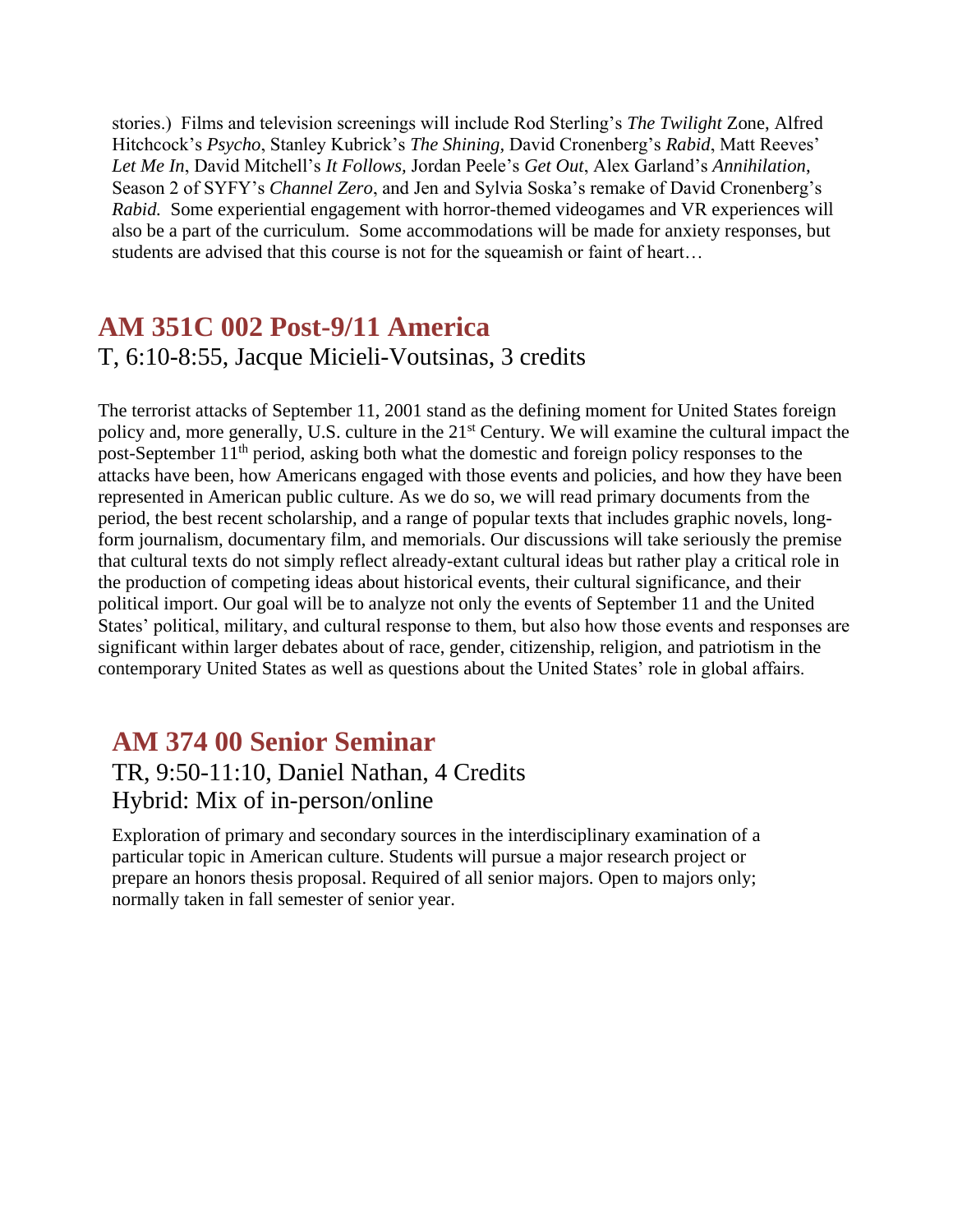stories.) Films and television screenings will include Rod Sterling's *The Twilight* Zone, Alfred Hitchcock's *Psycho*, Stanley Kubrick's *The Shining*, David Cronenberg's *Rabid*, Matt Reeves' *Let Me In*, David Mitchell's *It Follows*, Jordan Peele's *Get Out*, Alex Garland's *Annihilation*, Season 2 of SYFY's *Channel Zero*, and Jen and Sylvia Soska's remake of David Cronenberg's *Rabid.* Some experiential engagement with horror-themed videogames and VR experiences will also be a part of the curriculum. Some accommodations will be made for anxiety responses, but students are advised that this course is not for the squeamish or faint of heart…

## AM 351C 002 Post-9/11 America

T, 6:10-8:55, Jacque Micieli-Voutsinas, 3 credits

The terrorist attacks of September 11, 2001 stand as the defining moment for United States foreign policy and, more generally, U.S. culture in the 21st Century. We will examine the cultural impact the post-September 11th period, asking both what the domestic and foreign policy responses to the attacks have been, how Americans engaged with those events and policies, and how they have been represented in American public culture. As we do so, we will read primary documents from the period, the best recent scholarship, and a range of popular texts that includes graphic novels, long-form journalism, documentary film, and memorials. Our discussions will take seriously the premise that cultural texts do not simply reflect already-extant cultural ideas but rather play a critical role in the production of competing ideas about historical events, their cultural significance, and their political import. Our goal will be to analyze not only the events of September 11 and the United States' political, military, and cultural response to them, but also how those events and responses are significant within larger debates about of race, gender, citizenship, religion, and patriotism in the contemporary United States as well as questions about the United States' role in global affairs.

## AM 374 00 Senior Seminar

TR, 9:50-11:10, Daniel Nathan, 4 Credits
Hybrid: Mix of in-person/online

Exploration of primary and secondary sources in the interdisciplinary examination of a particular topic in American culture. Students will pursue a major research project or prepare an honors thesis proposal. Required of all senior majors. Open to majors only; normally taken in fall semester of senior year.